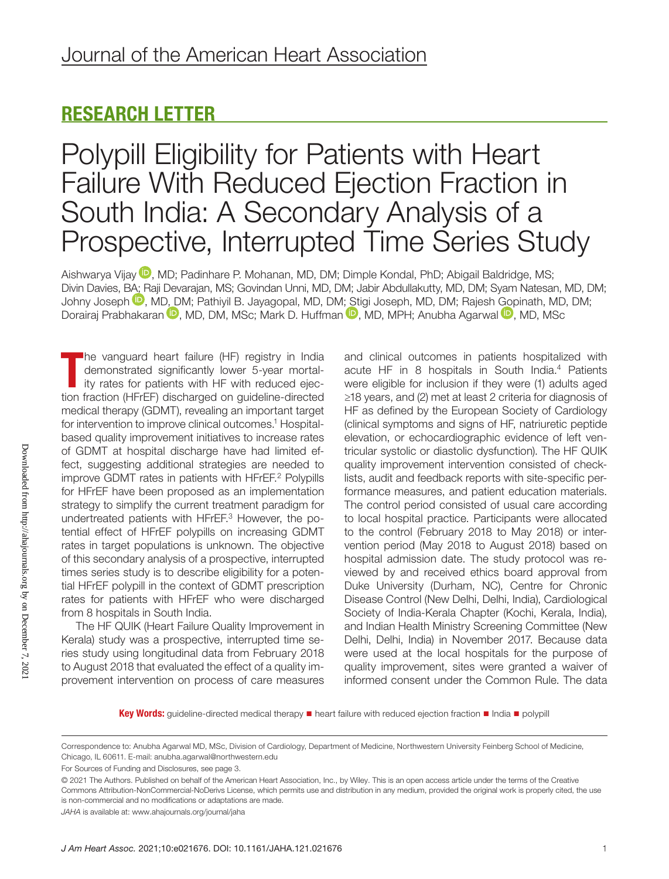Journal of the American Heart Association

## RESEARCH LETTER

# Polypill Eligibility for Patients with Heart Failure With Reduced Ejection Fraction in South India: A Secondary Analysis of a Prospective, Interrupted Time Series Study

Aishwarya Vijay, MD; Padinhare P. Mohanan, MD, DM; Dimple Kondal, PhD; Abigail Baldridge, MS; Divin Davies, BA; Raji Devarajan, MS; Govindan Unni, MD, DM; Jabir Abdullakutty, MD, DM; Syam Natesan, MD, DM; Johny Joseph, MD, DM; Pathiyil B. Jayagopal, MD, DM; Stigi Joseph, MD, DM; Rajesh Gopinath, MD, DM; Dorairaj Prabhakaran, MD, DM, MSc; Mark D. Huffman, MD, MPH; Anubha Agarwal, MD, MSc

The vanguard heart failure (HF) registry in India demonstrated significantly lower 5-year mortality rates for patients with HF with reduced ejection fraction (HFrEF) discharged on guideline-directed medical therapy (GDMT), revealing an important target for intervention to improve clinical outcomes.[1] Hospital-based quality improvement initiatives to increase rates of GDMT at hospital discharge have had limited effect, suggesting additional strategies are needed to improve GDMT rates in patients with HFrEF.[2] Polypills for HFrEF have been proposed as an implementation strategy to simplify the current treatment paradigm for undertreated patients with HFrEF.[3] However, the potential effect of HFrEF polypills on increasing GDMT rates in target populations is unknown. The objective of this secondary analysis of a prospective, interrupted times series study is to describe eligibility for a potential HFrEF polypill in the context of GDMT prescription rates for patients with HFrEF who were discharged from 8 hospitals in South India.

The HF QUIK (Heart Failure Quality Improvement in Kerala) study was a prospective, interrupted time series study using longitudinal data from February 2018 to August 2018 that evaluated the effect of a quality improvement intervention on process of care measures and clinical outcomes in patients hospitalized with acute HF in 8 hospitals in South India.[4] Patients were eligible for inclusion if they were (1) adults aged ≥18 years, and (2) met at least 2 criteria for diagnosis of HF as defined by the European Society of Cardiology (clinical symptoms and signs of HF, natriuretic peptide elevation, or echocardiographic evidence of left ventricular systolic or diastolic dysfunction). The HF QUIK quality improvement intervention consisted of checklists, audit and feedback reports with site-specific performance measures, and patient education materials. The control period consisted of usual care according to local hospital practice. Participants were allocated to the control (February 2018 to May 2018) or intervention period (May 2018 to August 2018) based on hospital admission date. The study protocol was reviewed by and received ethics board approval from Duke University (Durham, NC), Centre for Chronic Disease Control (New Delhi, Delhi, India), Cardiological Society of India-Kerala Chapter (Kochi, Kerala, India), and Indian Health Ministry Screening Committee (New Delhi, Delhi, India) in November 2017. Because data were used at the local hospitals for the purpose of quality improvement, sites were granted a waiver of informed consent under the Common Rule. The data

**Key Words:** guideline-directed medical therapy ■ heart failure with reduced ejection fraction ■ India ■ polypill

Correspondence to: Anubha Agarwal MD, MSc, Division of Cardiology, Department of Medicine, Northwestern University Feinberg School of Medicine, Chicago, IL 60611. E-mail: anubha.agarwal@northwestern.edu

For Sources of Funding and Disclosures, see page 3.

© 2021 The Authors. Published on behalf of the American Heart Association, Inc., by Wiley. This is an open access article under the terms of the Creative Commons Attribution-NonCommercial-NoDerivs License, which permits use and distribution in any medium, provided the original work is properly cited, the use is non-commercial and no modifications or adaptations are made.

*JAHA* is available at: www.ahajournals.org/journal/jaha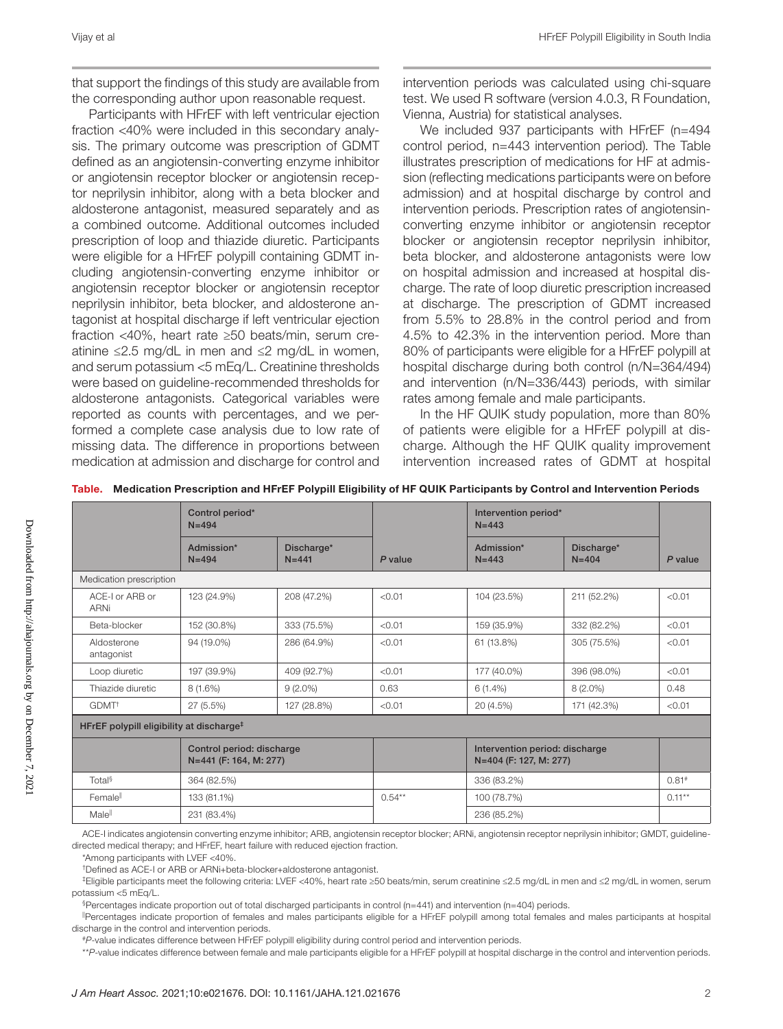that support the findings of this study are available from the corresponding author upon reasonable request.

Participants with HFrEF with left ventricular ejection fraction <40% were included in this secondary analysis. The primary outcome was prescription of GDMT defined as an angiotensin-converting enzyme inhibitor or angiotensin receptor blocker or angiotensin receptor neprilysin inhibitor, along with a beta blocker and aldosterone antagonist, measured separately and as a combined outcome. Additional outcomes included prescription of loop and thiazide diuretic. Participants were eligible for a HFrEF polypill containing GDMT including angiotensin-converting enzyme inhibitor or angiotensin receptor blocker or angiotensin receptor neprilysin inhibitor, beta blocker, and aldosterone antagonist at hospital discharge if left ventricular ejection fraction <40%, heart rate ≥50 beats/min, serum creatinine ≤2.5 mg/dL in men and ≤2 mg/dL in women, and serum potassium <5 mEq/L. Creatinine thresholds were based on guideline-recommended thresholds for aldosterone antagonists. Categorical variables were reported as counts with percentages, and we performed a complete case analysis due to low rate of missing data. The difference in proportions between medication at admission and discharge for control and intervention periods was calculated using chi-square test. We used R software (version 4.0.3, R Foundation, Vienna, Austria) for statistical analyses.

We included 937 participants with HFrEF (n=494 control period, n=443 intervention period). The Table illustrates prescription of medications for HF at admission (reflecting medications participants were on before admission) and at hospital discharge by control and intervention periods. Prescription rates of angiotensin-converting enzyme inhibitor or angiotensin receptor blocker or angiotensin receptor neprilysin inhibitor, beta blocker, and aldosterone antagonists were low on hospital admission and increased at hospital discharge. The rate of loop diuretic prescription increased at discharge. The prescription of GDMT increased from 5.5% to 28.8% in the control period and from 4.5% to 42.3% in the intervention period. More than 80% of participants were eligible for a HFrEF polypill at hospital discharge during both control (n/N=364/494) and intervention (n/N=336/443) periods, with similar rates among female and male participants.

In the HF QUIK study population, more than 80% of patients were eligible for a HFrEF polypill at discharge. Although the HF QUIK quality improvement intervention increased rates of GDMT at hospital

**Table. Medication Prescription and HFrEF Polypill Eligibility of HF QUIK Participants by Control and Intervention Periods**

| | Control period* N=494 | | | Intervention period* N=443 | | |
|---|---|---|---|---|---|---|
| | Admission* N=494 | Discharge* N=441 | *P* value | Admission* N=443 | Discharge* N=404 | *P* value |
| Medication prescription | | | | | | |
| ACE-I or ARB or ARNi | 123 (24.9%) | 208 (47.2%) | <0.01 | 104 (23.5%) | 211 (52.2%) | <0.01 |
| Beta-blocker | 152 (30.8%) | 333 (75.5%) | <0.01 | 159 (35.9%) | 332 (82.2%) | <0.01 |
| Aldosterone antagonist | 94 (19.0%) | 286 (64.9%) | <0.01 | 61 (13.8%) | 305 (75.5%) | <0.01 |
| Loop diuretic | 197 (39.9%) | 409 (92.7%) | <0.01 | 177 (40.0%) | 396 (98.0%) | <0.01 |
| Thiazide diuretic | 8 (1.6%) | 9 (2.0%) | 0.63 | 6 (1.4%) | 8 (2.0%) | 0.48 |
| GDMT† | 27 (5.5%) | 127 (28.8%) | <0.01 | 20 (4.5%) | 171 (42.3%) | <0.01 |
| **HFrEF polypill eligibility at discharge‡** | | | | | | |
| | Control period: discharge N=441 (F: 164, M: 277) | | | Intervention period: discharge N=404 (F: 127, M: 277) | | |
| Total§ | 364 (82.5%) | | | 336 (83.2%) | | 0.81# |
| Female‖ | 133 (81.1%) | | 0.54** | 100 (78.7%) | | 0.11** |
| Male‖ | 231 (83.4%) | | | 236 (85.2%) | | |

ACE-I indicates angiotensin converting enzyme inhibitor; ARB, angiotensin receptor blocker; ARNi, angiotensin receptor neprilysin inhibitor; GMDT, guideline-directed medical therapy; and HFrEF, heart failure with reduced ejection fraction.

*Among participants with LVEF <40%.

†Defined as ACE-I or ARB or ARNi+beta-blocker+aldosterone antagonist.

‡Eligible participants meet the following criteria: LVEF <40%, heart rate ≥50 beats/min, serum creatinine ≤2.5 mg/dL in men and ≤2 mg/dL in women, serum potassium <5 mEq/L.

§Percentages indicate proportion out of total discharged participants in control (n=441) and intervention (n=404) periods.

‖Percentages indicate proportion of females and males participants eligible for a HFrEF polypill among total females and males participants at hospital discharge in the control and intervention periods.

#*P*-value indicates difference between HFrEF polypill eligibility during control period and intervention periods.

***P*-value indicates difference between female and male participants eligible for a HFrEF polypill at hospital discharge in the control and intervention periods.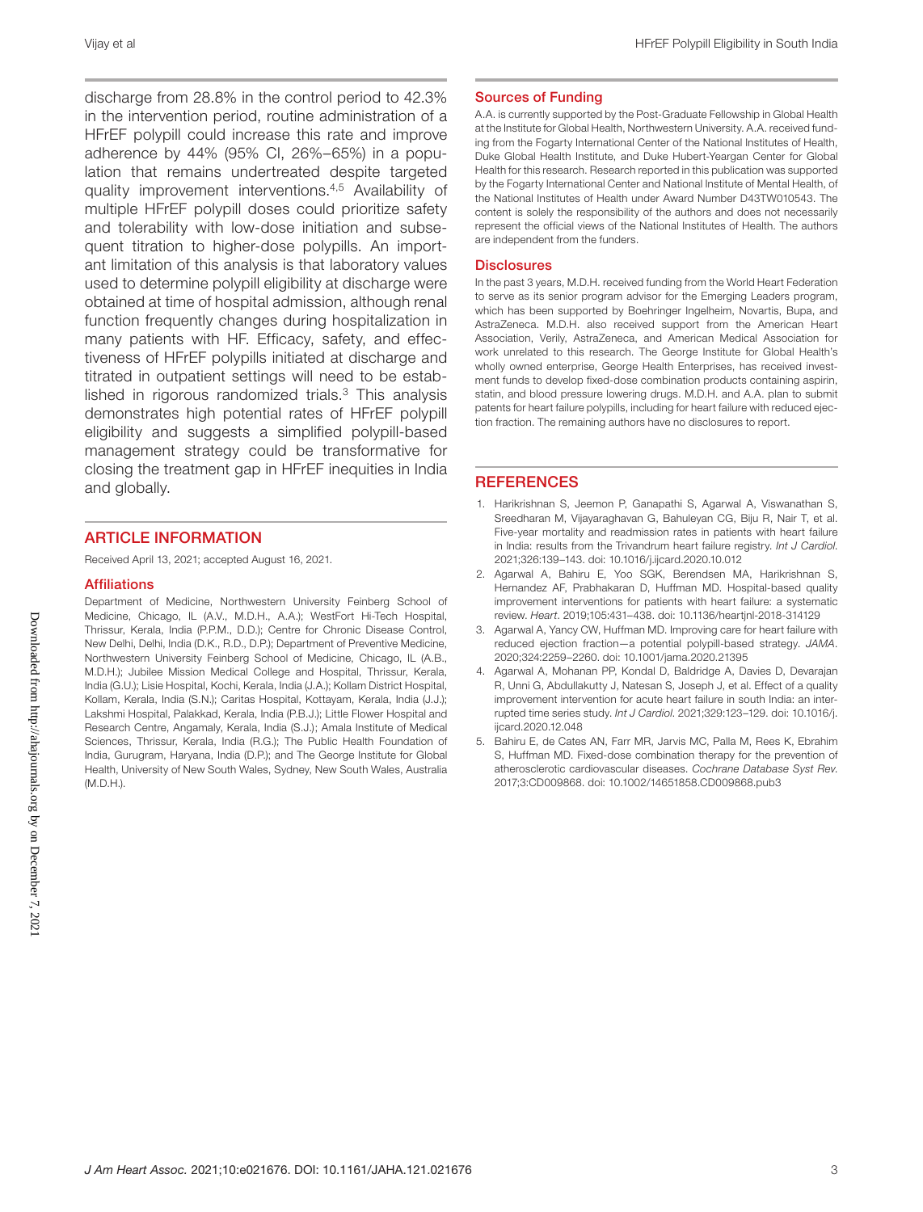discharge from 28.8% in the control period to 42.3% in the intervention period, routine administration of a HFrEF polypill could increase this rate and improve adherence by 44% (95% CI, 26%–65%) in a population that remains undertreated despite targeted quality improvement interventions.[4,5] Availability of multiple HFrEF polypill doses could prioritize safety and tolerability with low-dose initiation and subsequent titration to higher-dose polypills. An important limitation of this analysis is that laboratory values used to determine polypill eligibility at discharge were obtained at time of hospital admission, although renal function frequently changes during hospitalization in many patients with HF. Efficacy, safety, and effectiveness of HFrEF polypills initiated at discharge and titrated in outpatient settings will need to be established in rigorous randomized trials.[3] This analysis demonstrates high potential rates of HFrEF polypill eligibility and suggests a simplified polypill-based management strategy could be transformative for closing the treatment gap in HFrEF inequities in India and globally.

## ARTICLE INFORMATION

Received April 13, 2021; accepted August 16, 2021.

### Affiliations

Department of Medicine, Northwestern University Feinberg School of Medicine, Chicago, IL (A.V., M.D.H., A.A.); WestFort Hi-Tech Hospital, Thrissur, Kerala, India (P.P.M., D.D.); Centre for Chronic Disease Control, New Delhi, Delhi, India (D.K., R.D., D.P.); Department of Preventive Medicine, Northwestern University Feinberg School of Medicine, Chicago, IL (A.B., M.D.H.); Jubilee Mission Medical College and Hospital, Thrissur, Kerala, India (G.U.); Lisie Hospital, Kochi, Kerala, India (J.A.); Kollam District Hospital, Kollam, Kerala, India (S.N.); Caritas Hospital, Kottayam, Kerala, India (J.J.); Lakshmi Hospital, Palakkad, Kerala, India (P.B.J.); Little Flower Hospital and Research Centre, Angamaly, Kerala, India (S.J.); Amala Institute of Medical Sciences, Thrissur, Kerala, India (R.G.); The Public Health Foundation of India, Gurugram, Haryana, India (D.P.); and The George Institute for Global Health, University of New South Wales, Sydney, New South Wales, Australia (M.D.H.).

### Sources of Funding

A.A. is currently supported by the Post-Graduate Fellowship in Global Health at the Institute for Global Health, Northwestern University. A.A. received funding from the Fogarty International Center of the National Institutes of Health, Duke Global Health Institute, and Duke Hubert-Yeargan Center for Global Health for this research. Research reported in this publication was supported by the Fogarty International Center and National Institute of Mental Health, of the National Institutes of Health under Award Number D43TW010543. The content is solely the responsibility of the authors and does not necessarily represent the official views of the National Institutes of Health. The authors are independent from the funders.

### Disclosures

In the past 3 years, M.D.H. received funding from the World Heart Federation to serve as its senior program advisor for the Emerging Leaders program, which has been supported by Boehringer Ingelheim, Novartis, Bupa, and AstraZeneca. M.D.H. also received support from the American Heart Association, Verily, AstraZeneca, and American Medical Association for work unrelated to this research. The George Institute for Global Health's wholly owned enterprise, George Health Enterprises, has received investment funds to develop fixed-dose combination products containing aspirin, statin, and blood pressure lowering drugs. M.D.H. and A.A. plan to submit patents for heart failure polypills, including for heart failure with reduced ejection fraction. The remaining authors have no disclosures to report.

## REFERENCES

1. Harikrishnan S, Jeemon P, Ganapathi S, Agarwal A, Viswanathan S, Sreedharan M, Vijayaraghavan G, Bahuleyan CG, Biju R, Nair T, et al. Five-year mortality and readmission rates in patients with heart failure in India: results from the Trivandrum heart failure registry. *Int J Cardiol*. 2021;326:139–143. doi: 10.1016/j.ijcard.2020.10.012
2. Agarwal A, Bahiru E, Yoo SGK, Berendsen MA, Harikrishnan S, Hernandez AF, Prabhakaran D, Huffman MD. Hospital-based quality improvement interventions for patients with heart failure: a systematic review. *Heart*. 2019;105:431–438. doi: 10.1136/heartjnl-2018-314129
3. Agarwal A, Yancy CW, Huffman MD. Improving care for heart failure with reduced ejection fraction—a potential polypill-based strategy. *JAMA*. 2020;324:2259–2260. doi: 10.1001/jama.2020.21395
4. Agarwal A, Mohanan PP, Kondal D, Baldridge A, Davies D, Devarajan R, Unni G, Abdullakutty J, Natesan S, Joseph J, et al. Effect of a quality improvement intervention for acute heart failure in south India: an interrupted time series study. *Int J Cardiol*. 2021;329:123–129. doi: 10.1016/j.ijcard.2020.12.048
5. Bahiru E, de Cates AN, Farr MR, Jarvis MC, Palla M, Rees K, Ebrahim S, Huffman MD. Fixed-dose combination therapy for the prevention of atherosclerotic cardiovascular diseases. *Cochrane Database Syst Rev*. 2017;3:CD009868. doi: 10.1002/14651858.CD009868.pub3